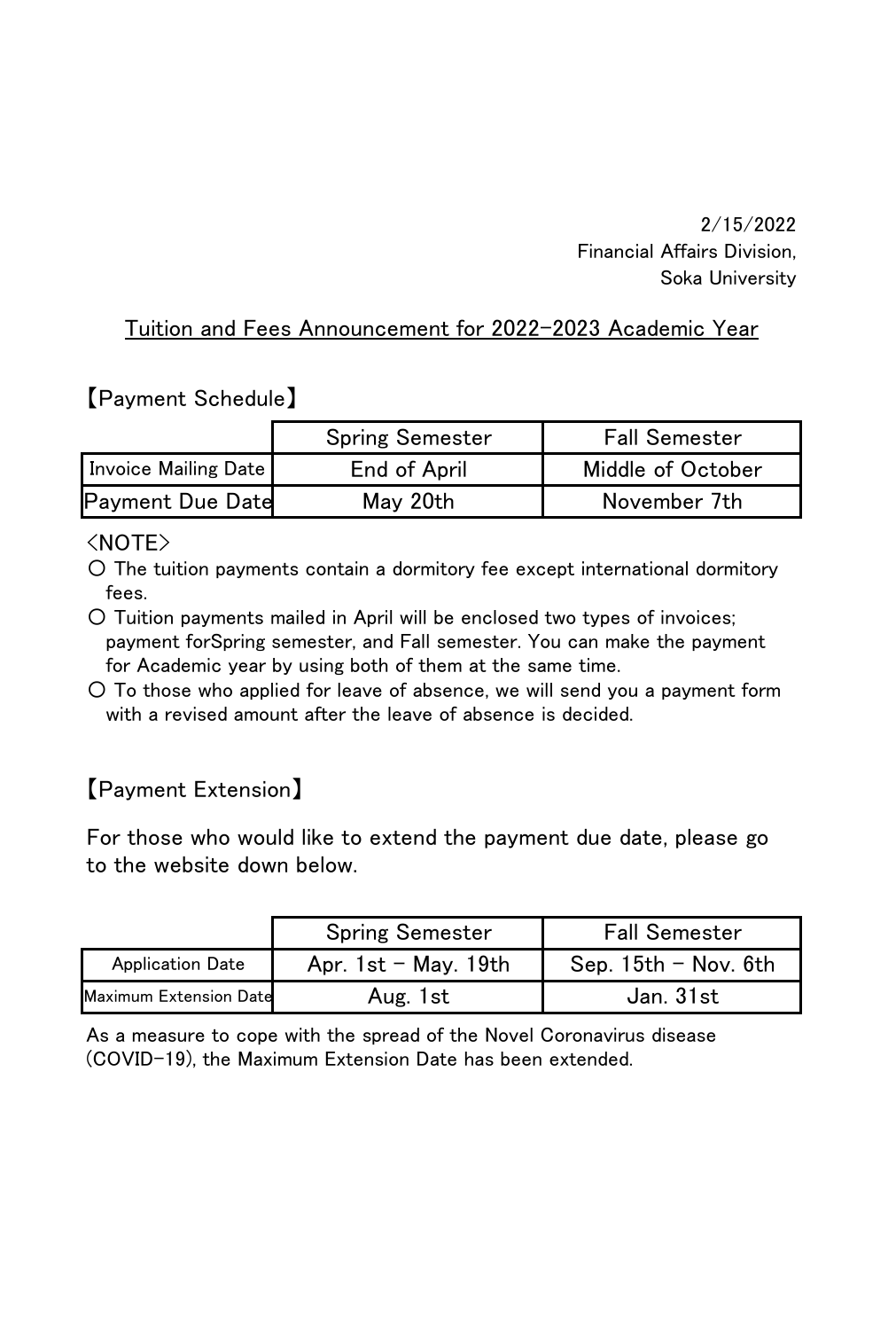2/15/2022
Financial Affairs Division,
Soka University

# Tuition and Fees Announcement for 2022-2023 Academic Year

## 【Payment Schedule】

| | Spring Semester | Fall Semester |
|---|---|---|
| Invoice Mailing Date | End of April | Middle of October |
| Payment Due Date | May 20th | November 7th |

<NOTE>

- ○ The tuition payments contain a dormitory fee except international dormitory fees.
- ○ Tuition payments mailed in April will be enclosed two types of invoices; payment forSpring semester, and Fall semester. You can make the payment for Academic year by using both of them at the same time.
- ○ To those who applied for leave of absence, we will send you a payment form with a revised amount after the leave of absence is decided.

## 【Payment Extension】

For those who would like to extend the payment due date, please go to the website down below.

| | Spring Semester | Fall Semester |
|---|---|---|
| Application Date | Apr. 1st - May. 19th | Sep. 15th - Nov. 6th |
| Maximum Extension Date | Aug. 1st | Jan. 31st |

As a measure to cope with the spread of the Novel Coronavirus disease (COVID-19), the Maximum Extension Date has been extended.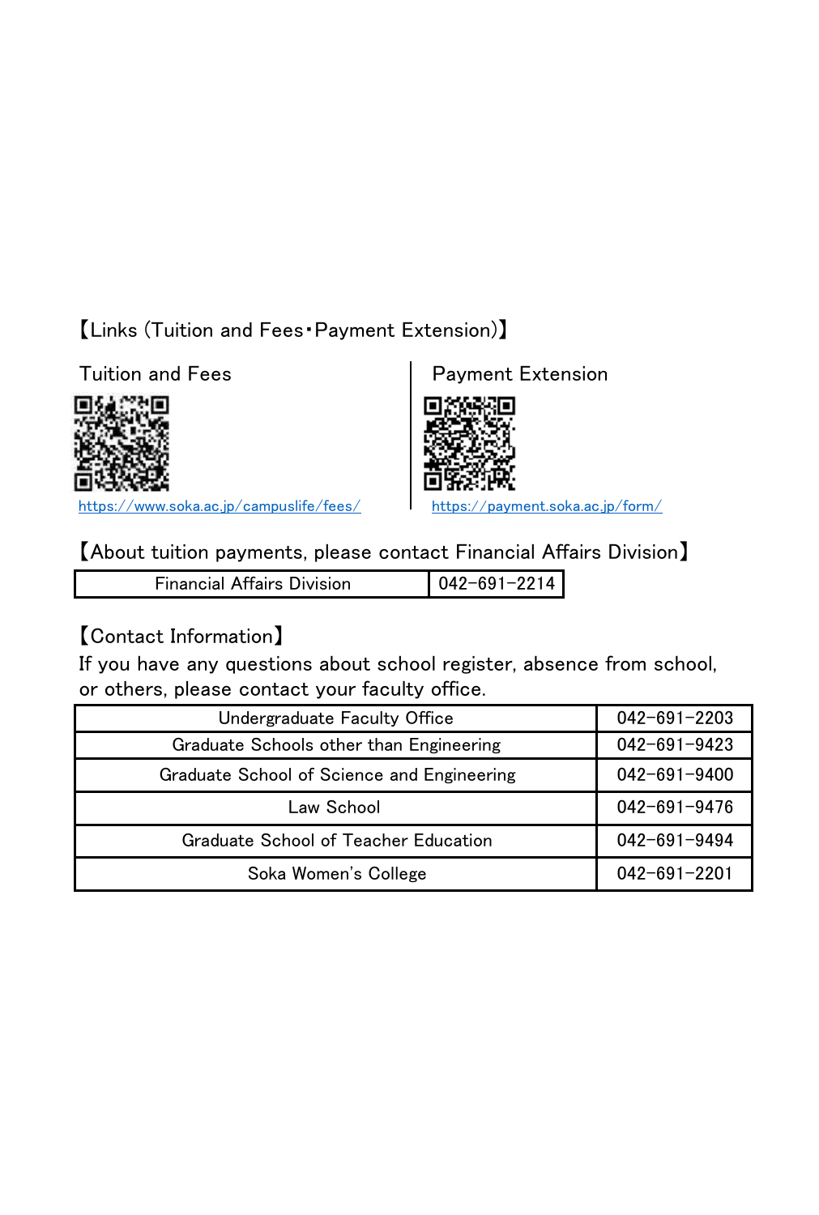【Links (Tuition and Fees・Payment Extension)】

Tuition and Fees

https://www.soka.ac.jp/campuslife/fees/

Payment Extension

https://payment.soka.ac.jp/form/

【About tuition payments, please contact Financial Affairs Division】

| | |
|---|---|
| Financial Affairs Division | 042-691-2214 |

【Contact Information】

If you have any questions about school register, absence from school, or others, please contact your faculty office.

| | |
|---|---|
| Undergraduate Faculty Office | 042-691-2203 |
| Graduate Schools other than Engineering | 042-691-9423 |
| Graduate School of Science and Engineering | 042-691-9400 |
| Law School | 042-691-9476 |
| Graduate School of Teacher Education | 042-691-9494 |
| Soka Women's College | 042-691-2201 |